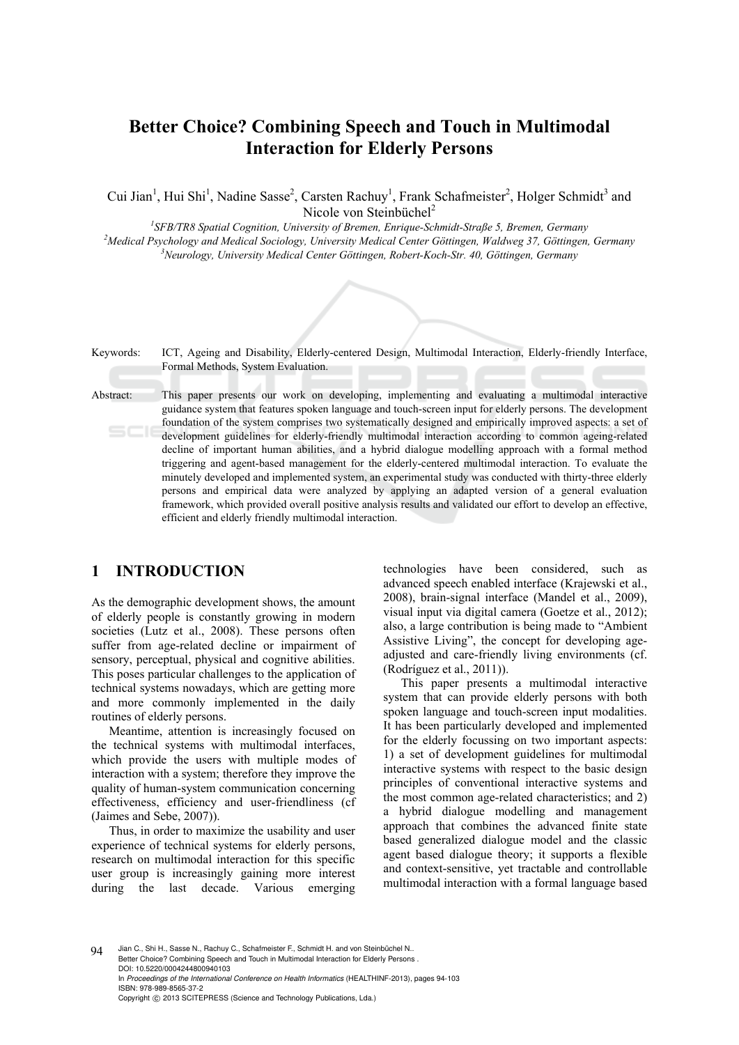# Better Choice? Combining Speech and Touch in Multimodal Interaction for Elderly Persons

Cui Jian[1], Hui Shi[1], Nadine Sasse[2], Carsten Rachuy[1], Frank Schafmeister[2], Holger Schmidt[3] and Nicole von Steinbüchel[2]

[1]*SFB/TR8 Spatial Cognition, University of Bremen, Enrique-Schmidt-Straße 5, Bremen, Germany*
[2]*Medical Psychology and Medical Sociology, University Medical Center Göttingen, Waldweg 37, Göttingen, Germany*
[3]*Neurology, University Medical Center Göttingen, Robert-Koch-Str. 40, Göttingen, Germany*

Keywords: ICT, Ageing and Disability, Elderly-centered Design, Multimodal Interaction, Elderly-friendly Interface, Formal Methods, System Evaluation.

Abstract: This paper presents our work on developing, implementing and evaluating a multimodal interactive guidance system that features spoken language and touch-screen input for elderly persons. The development foundation of the system comprises two systematically designed and empirically improved aspects: a set of development guidelines for elderly-friendly multimodal interaction according to common ageing-related decline of important human abilities, and a hybrid dialogue modelling approach with a formal method triggering and agent-based management for the elderly-centered multimodal interaction. To evaluate the minutely developed and implemented system, an experimental study was conducted with thirty-three elderly persons and empirical data were analyzed by applying an adapted version of a general evaluation framework, which provided overall positive analysis results and validated our effort to develop an effective, efficient and elderly friendly multimodal interaction.

## 1 INTRODUCTION

As the demographic development shows, the amount of elderly people is constantly growing in modern societies (Lutz et al., 2008). These persons often suffer from age-related decline or impairment of sensory, perceptual, physical and cognitive abilities. This poses particular challenges to the application of technical systems nowadays, which are getting more and more commonly implemented in the daily routines of elderly persons.

Meantime, attention is increasingly focused on the technical systems with multimodal interfaces, which provide the users with multiple modes of interaction with a system; therefore they improve the quality of human-system communication concerning effectiveness, efficiency and user-friendliness (cf (Jaimes and Sebe, 2007)).

Thus, in order to maximize the usability and user experience of technical systems for elderly persons, research on multimodal interaction for this specific user group is increasingly gaining more interest during the last decade. Various emerging technologies have been considered, such as advanced speech enabled interface (Krajewski et al., 2008), brain-signal interface (Mandel et al., 2009), visual input via digital camera (Goetze et al., 2012); also, a large contribution is being made to "Ambient Assistive Living", the concept for developing age-adjusted and care-friendly living environments (cf. (Rodríguez et al., 2011)).

This paper presents a multimodal interactive system that can provide elderly persons with both spoken language and touch-screen input modalities. It has been particularly developed and implemented for the elderly focussing on two important aspects: 1) a set of development guidelines for multimodal interactive systems with respect to the basic design principles of conventional interactive systems and the most common age-related characteristics; and 2) a hybrid dialogue modelling and management approach that combines the advanced finite state based generalized dialogue model and the classic agent based dialogue theory; it supports a flexible and context-sensitive, yet tractable and controllable multimodal interaction with a formal language based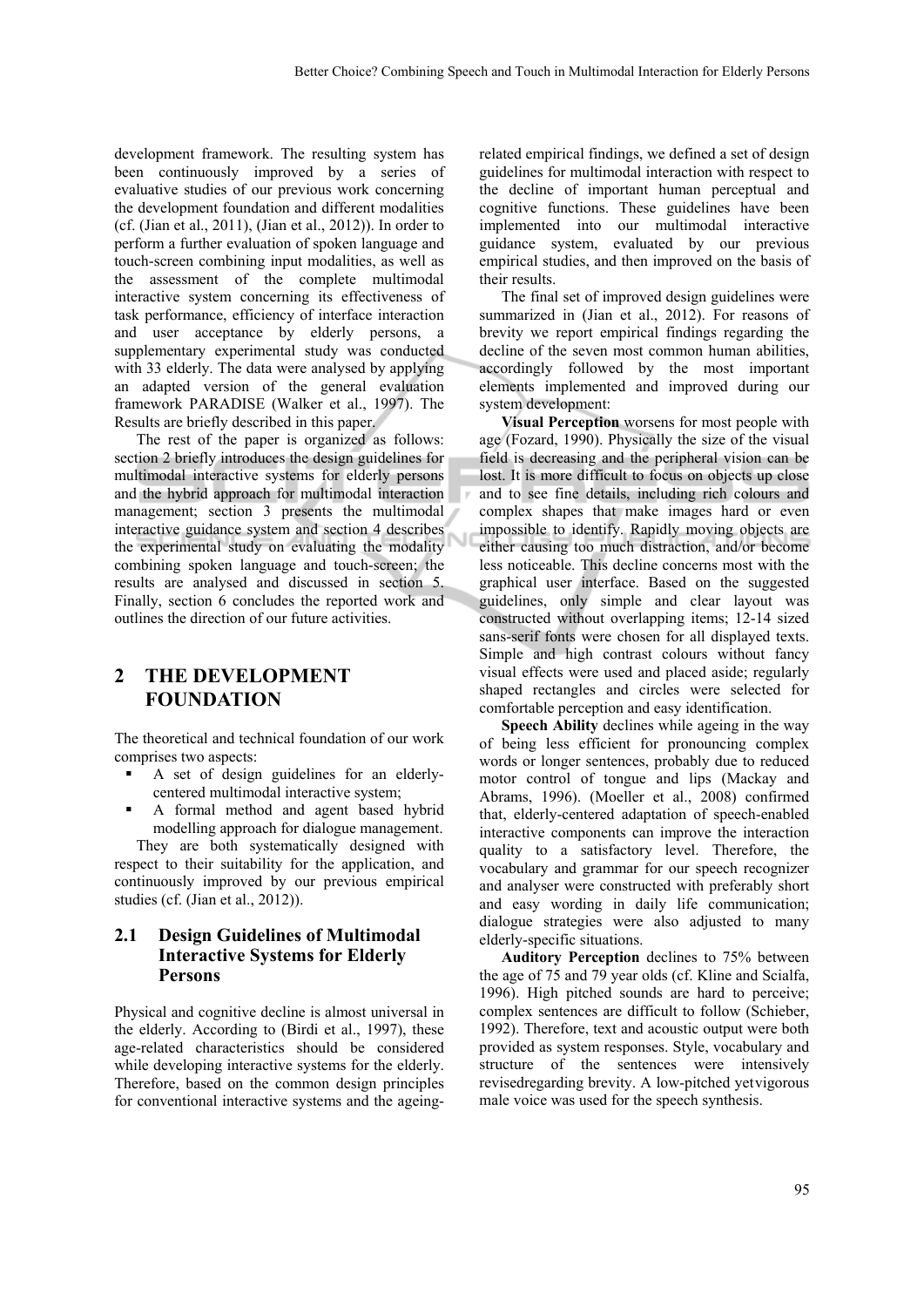development framework. The resulting system has been continuously improved by a series of evaluative studies of our previous work concerning the development foundation and different modalities (cf. (Jian et al., 2011), (Jian et al., 2012)). In order to perform a further evaluation of spoken language and touch-screen combining input modalities, as well as the assessment of the complete multimodal interactive system concerning its effectiveness of task performance, efficiency of interface interaction and user acceptance by elderly persons, a supplementary experimental study was conducted with 33 elderly. The data were analysed by applying an adapted version of the general evaluation framework PARADISE (Walker et al., 1997). The Results are briefly described in this paper.

The rest of the paper is organized as follows: section 2 briefly introduces the design guidelines for multimodal interactive systems for elderly persons and the hybrid approach for multimodal interaction management; section 3 presents the multimodal interactive guidance system and section 4 describes the experimental study on evaluating the modality combining spoken language and touch-screen; the results are analysed and discussed in section 5. Finally, section 6 concludes the reported work and outlines the direction of our future activities.

## 2 THE DEVELOPMENT FOUNDATION

The theoretical and technical foundation of our work comprises two aspects:

- A set of design guidelines for an elderly-centered multimodal interactive system;
- A formal method and agent based hybrid modelling approach for dialogue management.

They are both systematically designed with respect to their suitability for the application, and continuously improved by our previous empirical studies (cf. (Jian et al., 2012)).

### 2.1 Design Guidelines of Multimodal Interactive Systems for Elderly Persons

Physical and cognitive decline is almost universal in the elderly. According to (Birdi et al., 1997), these age-related characteristics should be considered while developing interactive systems for the elderly. Therefore, based on the common design principles for conventional interactive systems and the ageing-related empirical findings, we defined a set of design guidelines for multimodal interaction with respect to the decline of important human perceptual and cognitive functions. These guidelines have been implemented into our multimodal interactive guidance system, evaluated by our previous empirical studies, and then improved on the basis of their results.

The final set of improved design guidelines were summarized in (Jian et al., 2012). For reasons of brevity we report empirical findings regarding the decline of the seven most common human abilities, accordingly followed by the most important elements implemented and improved during our system development:

**Visual Perception** worsens for most people with age (Fozard, 1990). Physically the size of the visual field is decreasing and the peripheral vision can be lost. It is more difficult to focus on objects up close and to see fine details, including rich colours and complex shapes that make images hard or even impossible to identify. Rapidly moving objects are either causing too much distraction, and/or become less noticeable. This decline concerns most with the graphical user interface. Based on the suggested guidelines, only simple and clear layout was constructed without overlapping items; 12-14 sized sans-serif fonts were chosen for all displayed texts. Simple and high contrast colours without fancy visual effects were used and placed aside; regularly shaped rectangles and circles were selected for comfortable perception and easy identification.

**Speech Ability** declines while ageing in the way of being less efficient for pronouncing complex words or longer sentences, probably due to reduced motor control of tongue and lips (Mackay and Abrams, 1996). (Moeller et al., 2008) confirmed that, elderly-centered adaptation of speech-enabled interactive components can improve the interaction quality to a satisfactory level. Therefore, the vocabulary and grammar for our speech recognizer and analyser were constructed with preferably short and easy wording in daily life communication; dialogue strategies were also adjusted to many elderly-specific situations.

**Auditory Perception** declines to 75% between the age of 75 and 79 year olds (cf. Kline and Scialfa, 1996). High pitched sounds are hard to perceive; complex sentences are difficult to follow (Schieber, 1992). Therefore, text and acoustic output were both provided as system responses. Style, vocabulary and structure of the sentences were intensively revisedregarding brevity. A low-pitched yetvigorous male voice was used for the speech synthesis.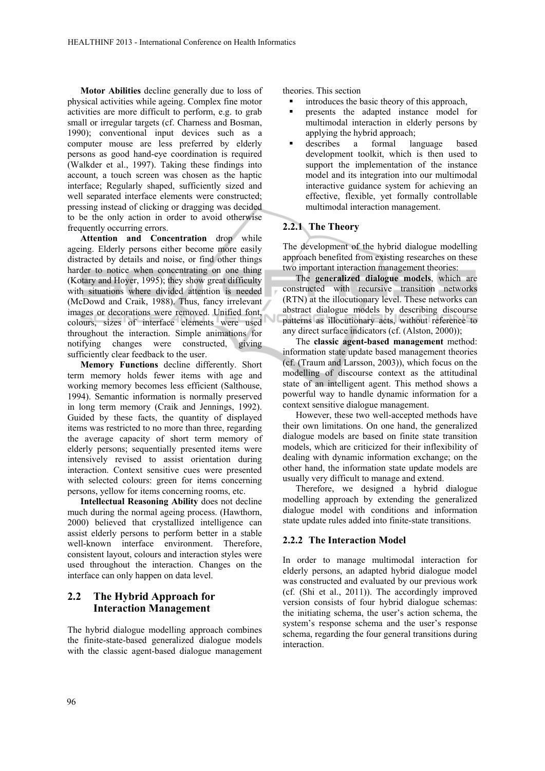**Motor Abilities** decline generally due to loss of physical activities while ageing. Complex fine motor activities are more difficult to perform, e.g. to grab small or irregular targets (cf. Charness and Bosman, 1990); conventional input devices such as a computer mouse are less preferred by elderly persons as good hand-eye coordination is required (Walkder et al., 1997). Taking these findings into account, a touch screen was chosen as the haptic interface; Regularly shaped, sufficiently sized and well separated interface elements were constructed; pressing instead of clicking or dragging was decided to be the only action in order to avoid otherwise frequently occurring errors.

**Attention and Concentration** drop while ageing. Elderly persons either become more easily distracted by details and noise, or find other things harder to notice when concentrating on one thing (Kotary and Hoyer, 1995); they show great difficulty with situations where divided attention is needed (McDowd and Craik, 1988). Thus, fancy irrelevant images or decorations were removed. Unified font, colours, sizes of interface elements were used throughout the interaction. Simple animations for notifying changes were constructed, giving sufficiently clear feedback to the user.

**Memory Functions** decline differently. Short term memory holds fewer items with age and working memory becomes less efficient (Salthouse, 1994). Semantic information is normally preserved in long term memory (Craik and Jennings, 1992). Guided by these facts, the quantity of displayed items was restricted to no more than three, regarding the average capacity of short term memory of elderly persons; sequentially presented items were intensively revised to assist orientation during interaction. Context sensitive cues were presented with selected colours: green for items concerning persons, yellow for items concerning rooms, etc.

**Intellectual Reasoning Ability** does not decline much during the normal ageing process. (Hawthorn, 2000) believed that crystallized intelligence can assist elderly persons to perform better in a stable well-known interface environment. Therefore, consistent layout, colours and interaction styles were used throughout the interaction. Changes on the interface can only happen on data level.

## 2.2 The Hybrid Approach for Interaction Management

The hybrid dialogue modelling approach combines the finite-state-based generalized dialogue models with the classic agent-based dialogue management theories. This section

- introduces the basic theory of this approach,
- presents the adapted instance model for multimodal interaction in elderly persons by applying the hybrid approach;
- describes a formal language based development toolkit, which is then used to support the implementation of the instance model and its integration into our multimodal interactive guidance system for achieving an effective, flexible, yet formally controllable multimodal interaction management.

### 2.2.1 The Theory

The development of the hybrid dialogue modelling approach benefited from existing researches on these two important interaction management theories:

The **generalized dialogue models**, which are constructed with recursive transition networks (RTN) at the illocutionary level. These networks can abstract dialogue models by describing discourse patterns as illocutionary acts, without reference to any direct surface indicators (cf. (Alston, 2000));

The **classic agent-based management** method: information state update based management theories (cf. (Traum and Larsson, 2003)), which focus on the modelling of discourse context as the attitudinal state of an intelligent agent. This method shows a powerful way to handle dynamic information for a context sensitive dialogue management.

However, these two well-accepted methods have their own limitations. On one hand, the generalized dialogue models are based on finite state transition models, which are criticized for their inflexibility of dealing with dynamic information exchange; on the other hand, the information state update models are usually very difficult to manage and extend.

Therefore, we designed a hybrid dialogue modelling approach by extending the generalized dialogue model with conditions and information state update rules added into finite-state transitions.

### 2.2.2 The Interaction Model

In order to manage multimodal interaction for elderly persons, an adapted hybrid dialogue model was constructed and evaluated by our previous work (cf. (Shi et al., 2011)). The accordingly improved version consists of four hybrid dialogue schemas: the initiating schema, the user's action schema, the system's response schema and the user's response schema, regarding the four general transitions during interaction.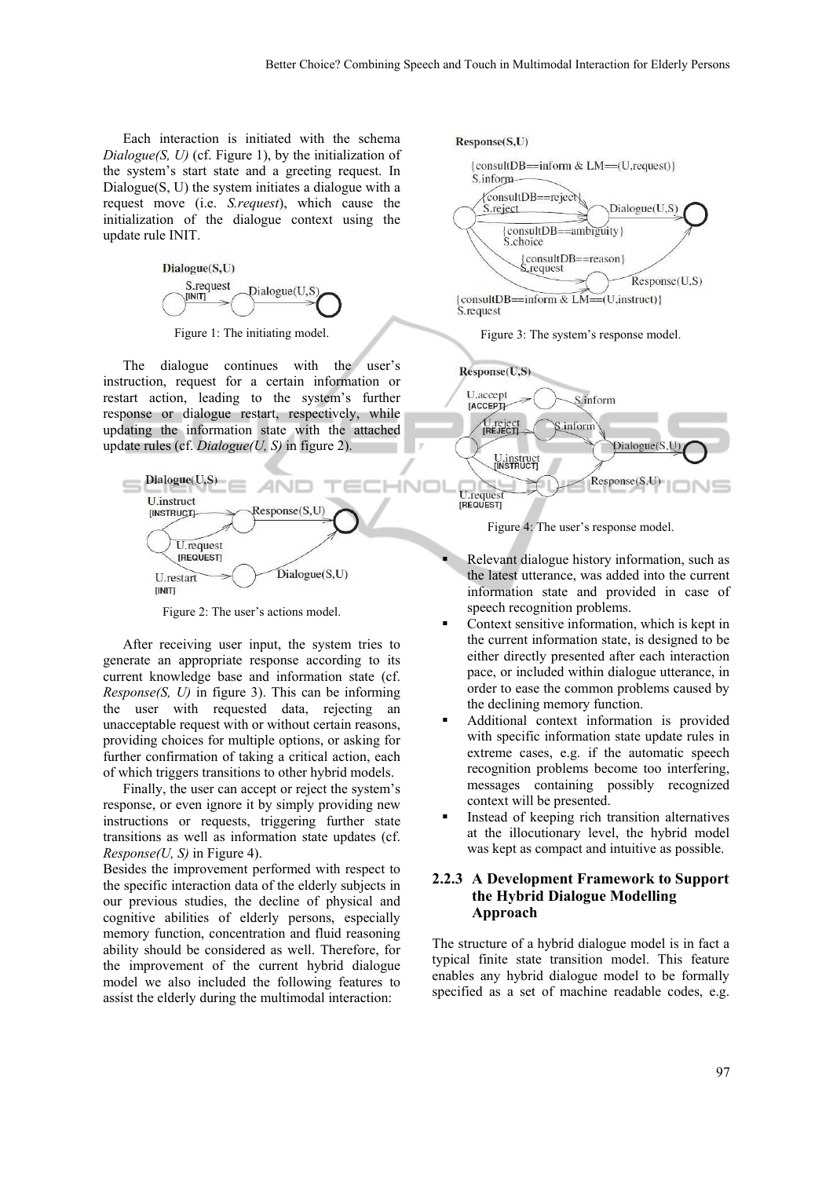Each interaction is initiated with the schema *Dialogue(S, U)* (cf. Figure 1), by the initialization of the system's start state and a greeting request. In Dialogue(S, U) the system initiates a dialogue with a request move (i.e. *S.request*), which cause the initialization of the dialogue context using the update rule INIT.

Figure 1: The initiating model.

The dialogue continues with the user's instruction, request for a certain information or restart action, leading to the system's further response or dialogue restart, respectively, while updating the information state with the attached update rules (cf. *Dialogue(U, S)* in figure 2).

Figure 2: The user's actions model.

After receiving user input, the system tries to generate an appropriate response according to its current knowledge base and information state (cf. *Response(S, U)* in figure 3). This can be informing the user with requested data, rejecting an unacceptable request with or without certain reasons, providing choices for multiple options, or asking for further confirmation of taking a critical action, each of which triggers transitions to other hybrid models.

Finally, the user can accept or reject the system's response, or even ignore it by simply providing new instructions or requests, triggering further state transitions as well as information state updates (cf. *Response(U, S)* in Figure 4).

Besides the improvement performed with respect to the specific interaction data of the elderly subjects in our previous studies, the decline of physical and cognitive abilities of elderly persons, especially memory function, concentration and fluid reasoning ability should be considered as well. Therefore, for the improvement of the current hybrid dialogue model we also included the following features to assist the elderly during the multimodal interaction:

Figure 3: The system's response model.

Figure 4: The user's response model.

- Relevant dialogue history information, such as the latest utterance, was added into the current information state and provided in case of speech recognition problems.
- Context sensitive information, which is kept in the current information state, is designed to be either directly presented after each interaction pace, or included within dialogue utterance, in order to ease the common problems caused by the declining memory function.
- Additional context information is provided with specific information state update rules in extreme cases, e.g. if the automatic speech recognition problems become too interfering, messages containing possibly recognized context will be presented.
- Instead of keeping rich transition alternatives at the illocutionary level, the hybrid model was kept as compact and intuitive as possible.

### 2.2.3 A Development Framework to Support the Hybrid Dialogue Modelling Approach

The structure of a hybrid dialogue model is in fact a typical finite state transition model. This feature enables any hybrid dialogue model to be formally specified as a set of machine readable codes, e.g.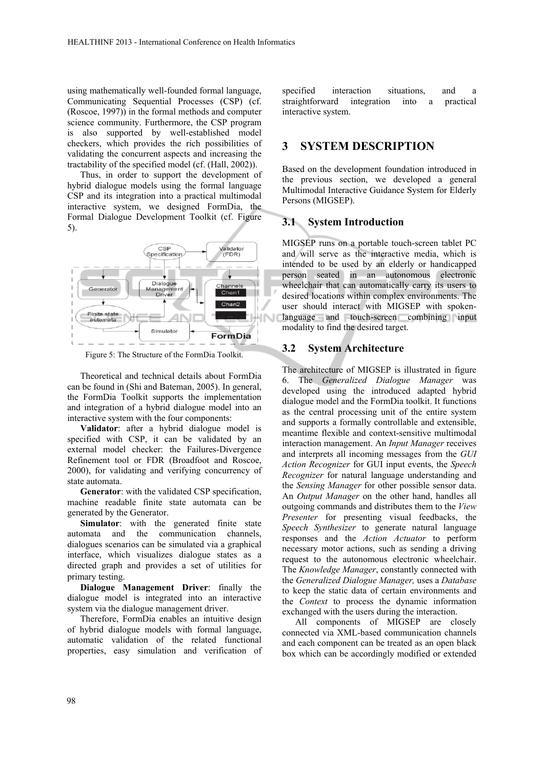using mathematically well-founded formal language, Communicating Sequential Processes (CSP) (cf. (Roscoe, 1997)) in the formal methods and computer science community. Furthermore, the CSP program is also supported by well-established model checkers, which provides the rich possibilities of validating the concurrent aspects and increasing the tractability of the specified model (cf. (Hall, 2002)).

Thus, in order to support the development of hybrid dialogue models using the formal language CSP and its integration into a practical multimodal interactive system, we designed FormDia, the Formal Dialogue Development Toolkit (cf. Figure 5).

Figure 5: The Structure of the FormDia Toolkit.

Theoretical and technical details about FormDia can be found in (Shi and Bateman, 2005). In general, the FormDia Toolkit supports the implementation and integration of a hybrid dialogue model into an interactive system with the four components:

**Validator**: after a hybrid dialogue model is specified with CSP, it can be validated by an external model checker: the Failures-Divergence Refinement tool or FDR (Broadfoot and Roscoe, 2000), for validating and verifying concurrency of state automata.

**Generator**: with the validated CSP specification, machine readable finite state automata can be generated by the Generator.

**Simulator**: with the generated finite state automata and the communication channels, dialogues scenarios can be simulated via a graphical interface, which visualizes dialogue states as a directed graph and provides a set of utilities for primary testing.

**Dialogue Management Driver**: finally the dialogue model is integrated into an interactive system via the dialogue management driver.

Therefore, FormDia enables an intuitive design of hybrid dialogue models with formal language, automatic validation of the related functional properties, easy simulation and verification of specified interaction situations, and a straightforward integration into a practical interactive system.

## 3 SYSTEM DESCRIPTION

Based on the development foundation introduced in the previous section, we developed a general Multimodal Interactive Guidance System for Elderly Persons (MIGSEP).

### 3.1 System Introduction

MIGSEP runs on a portable touch-screen tablet PC and will serve as the interactive media, which is intended to be used by an elderly or handicapped person seated in an autonomous electronic wheelchair that can automatically carry its users to desired locations within complex environments. The user should interact with MIGSEP with spoken-language and touch-screen combining input modality to find the desired target.

### 3.2 System Architecture

The architecture of MIGSEP is illustrated in figure 6. The *Generalized Dialogue Manager* was developed using the introduced adapted hybrid dialogue model and the FormDia toolkit. It functions as the central processing unit of the entire system and supports a formally controllable and extensible, meantime flexible and context-sensitive multimodal interaction management. An *Input Manager* receives and interprets all incoming messages from the *GUI Action Recognizer* for GUI input events, the *Speech Recognizer* for natural language understanding and the *Sensing Manager* for other possible sensor data. An *Output Manager* on the other hand, handles all outgoing commands and distributes them to the *View Presenter* for presenting visual feedbacks, the *Speech Synthesizer* to generate natural language responses and the *Action Actuator* to perform necessary motor actions, such as sending a driving request to the autonomous electronic wheelchair. The *Knowledge Manager*, constantly connected with the *Generalized Dialogue Manager,* uses a *Database* to keep the static data of certain environments and the *Context* to process the dynamic information exchanged with the users during the interaction.

All components of MIGSEP are closely connected via XML-based communication channels and each component can be treated as an open black box which can be accordingly modified or extended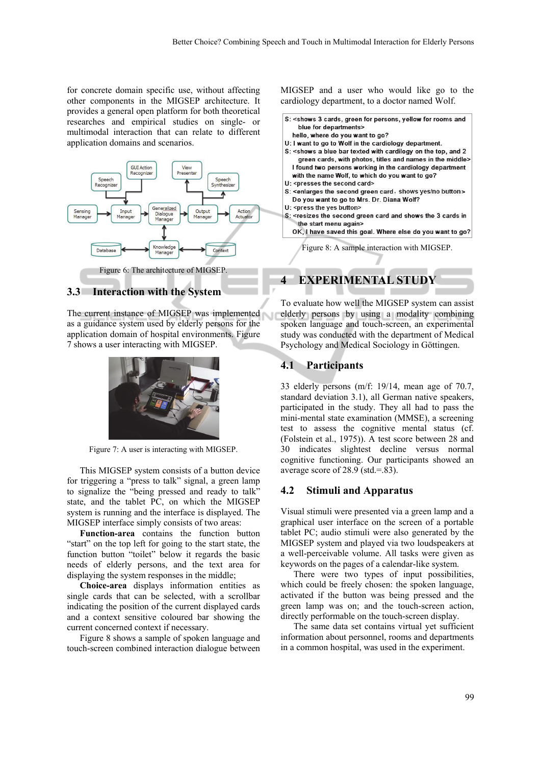for concrete domain specific use, without affecting other components in the MIGSEP architecture. It provides a general open platform for both theoretical researches and empirical studies on single- or multimodal interaction that can relate to different application domains and scenarios.

Figure 6: The architecture of MIGSEP.

### 3.3 Interaction with the System

The current instance of MIGSEP was implemented as a guidance system used by elderly persons for the application domain of hospital environments. Figure 7 shows a user interacting with MIGSEP.

Figure 7: A user is interacting with MIGSEP.

This MIGSEP system consists of a button device for triggering a "press to talk" signal, a green lamp to signalize the "being pressed and ready to talk" state, and the tablet PC, on which the MIGSEP system is running and the interface is displayed. The MIGSEP interface simply consists of two areas:

**Function-area** contains the function button "start" on the top left for going to the start state, the function button "toilet" below it regards the basic needs of elderly persons, and the text area for displaying the system responses in the middle;

**Choice-area** displays information entities as single cards that can be selected, with a scrollbar indicating the position of the current displayed cards and a context sensitive coloured bar showing the current concerned context if necessary.

Figure 8 shows a sample of spoken language and touch-screen combined interaction dialogue between MIGSEP and a user who would like go to the cardiology department, to a doctor named Wolf.

S: <shows 3 cards, green for persons, yellow for rooms and blue for departments>
hello, where do you want to go?
U: I want to go to Wolf in the cardiology department.
S: <shows a blue bar texted with cardilogy on the top, and 2 green cards, with photos, titles and names in the middle>
I found two persons working in the cardiology department with the name Wolf, to which do you want to go?
U: <presses the second card>
S: <enlarges the second green card, shows yes/no button>
Do you want to go to Mrs. Dr. Diana Wolf?
U: <press the yes button>
S: <resizes the second green card and shows the 3 cards in the start menu again>
OK, I have saved this goal. Where else do you want to go?

Figure 8: A sample interaction with MIGSEP.

## 4 EXPERIMENTAL STUDY

To evaluate how well the MIGSEP system can assist elderly persons by using a modality combining spoken language and touch-screen, an experimental study was conducted with the department of Medical Psychology and Medical Sociology in Göttingen.

### 4.1 Participants

33 elderly persons (m/f: 19/14, mean age of 70.7, standard deviation 3.1), all German native speakers, participated in the study. They all had to pass the mini-mental state examination (MMSE), a screening test to assess the cognitive mental status (cf. (Folstein et al., 1975)). A test score between 28 and 30 indicates slightest decline versus normal cognitive functioning. Our participants showed an average score of 28.9 (std.=.83).

### 4.2 Stimuli and Apparatus

Visual stimuli were presented via a green lamp and a graphical user interface on the screen of a portable tablet PC; audio stimuli were also generated by the MIGSEP system and played via two loudspeakers at a well-perceivable volume. All tasks were given as keywords on the pages of a calendar-like system.

There were two types of input possibilities, which could be freely chosen: the spoken language, activated if the button was being pressed and the green lamp was on; and the touch-screen action, directly performable on the touch-screen display.

The same data set contains virtual yet sufficient information about personnel, rooms and departments in a common hospital, was used in the experiment.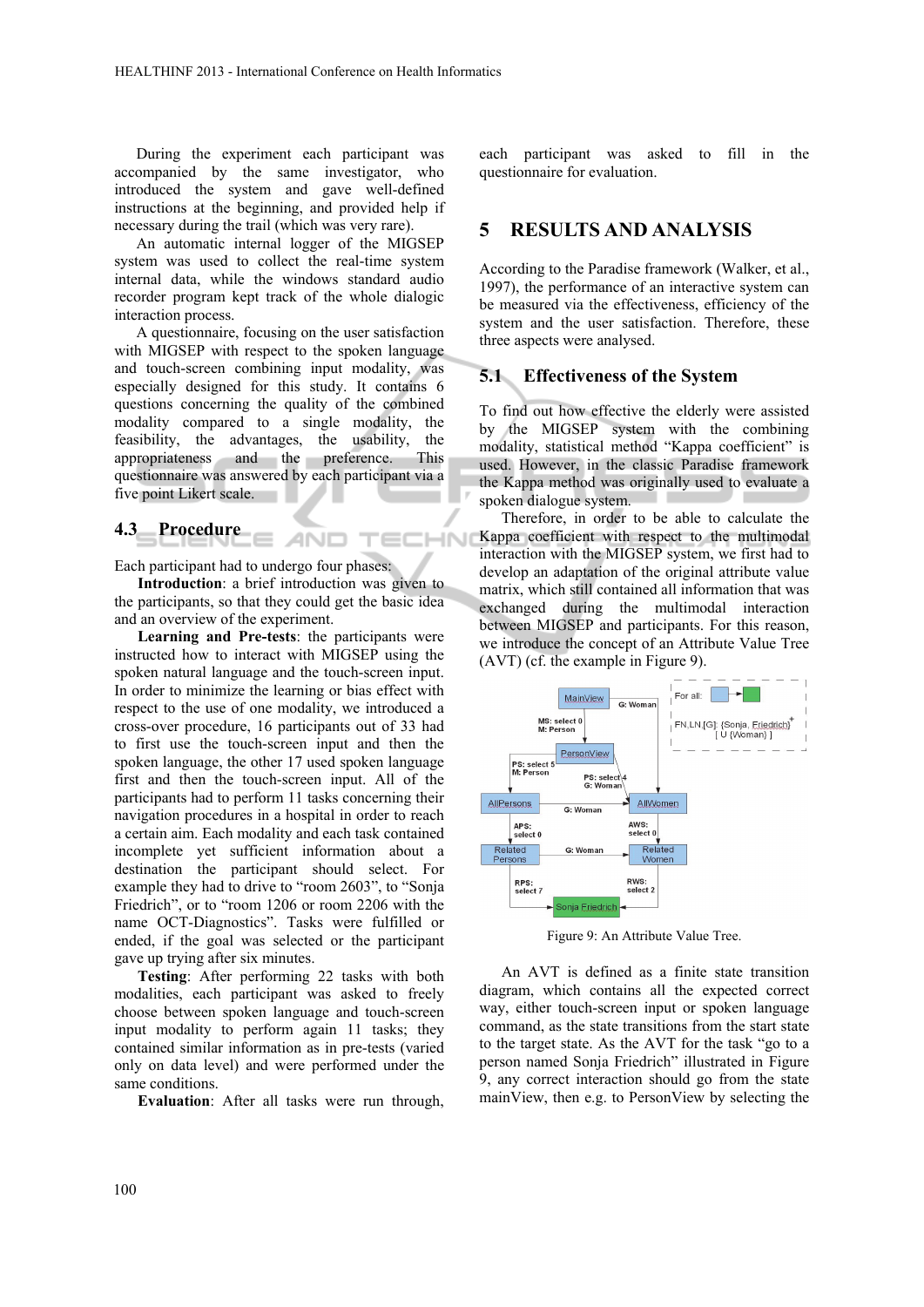During the experiment each participant was accompanied by the same investigator, who introduced the system and gave well-defined instructions at the beginning, and provided help if necessary during the trail (which was very rare).

An automatic internal logger of the MIGSEP system was used to collect the real-time system internal data, while the windows standard audio recorder program kept track of the whole dialogic interaction process.

A questionnaire, focusing on the user satisfaction with MIGSEP with respect to the spoken language and touch-screen combining input modality, was especially designed for this study. It contains 6 questions concerning the quality of the combined modality compared to a single modality, the feasibility, the advantages, the usability, the appropriateness and the preference. This questionnaire was answered by each participant via a five point Likert scale.

### 4.3 Procedure

Each participant had to undergo four phases:

**Introduction**: a brief introduction was given to the participants, so that they could get the basic idea and an overview of the experiment.

**Learning and Pre-tests**: the participants were instructed how to interact with MIGSEP using the spoken natural language and the touch-screen input. In order to minimize the learning or bias effect with respect to the use of one modality, we introduced a cross-over procedure, 16 participants out of 33 had to first use the touch-screen input and then the spoken language, the other 17 used spoken language first and then the touch-screen input. All of the participants had to perform 11 tasks concerning their navigation procedures in a hospital in order to reach a certain aim. Each modality and each task contained incomplete yet sufficient information about a destination the participant should select. For example they had to drive to "room 2603", to "Sonja Friedrich", or to "room 1206 or room 2206 with the name OCT-Diagnostics". Tasks were fulfilled or ended, if the goal was selected or the participant gave up trying after six minutes.

**Testing**: After performing 22 tasks with both modalities, each participant was asked to freely choose between spoken language and touch-screen input modality to perform again 11 tasks; they contained similar information as in pre-tests (varied only on data level) and were performed under the same conditions.

**Evaluation**: After all tasks were run through, each participant was asked to fill in the questionnaire for evaluation.

## 5 RESULTS AND ANALYSIS

According to the Paradise framework (Walker, et al., 1997), the performance of an interactive system can be measured via the effectiveness, efficiency of the system and the user satisfaction. Therefore, these three aspects were analysed.

### 5.1 Effectiveness of the System

To find out how effective the elderly were assisted by the MIGSEP system with the combining modality, statistical method "Kappa coefficient" is used. However, in the classic Paradise framework the Kappa method was originally used to evaluate a spoken dialogue system.

Therefore, in order to be able to calculate the Kappa coefficient with respect to the multimodal interaction with the MIGSEP system, we first had to develop an adaptation of the original attribute value matrix, which still contained all information that was exchanged during the multimodal interaction between MIGSEP and participants. For this reason, we introduce the concept of an Attribute Value Tree (AVT) (cf. the example in Figure 9).

Figure 9: An Attribute Value Tree.

An AVT is defined as a finite state transition diagram, which contains all the expected correct way, either touch-screen input or spoken language command, as the state transitions from the start state to the target state. As the AVT for the task "go to a person named Sonja Friedrich" illustrated in Figure 9, any correct interaction should go from the state mainView, then e.g. to PersonView by selecting the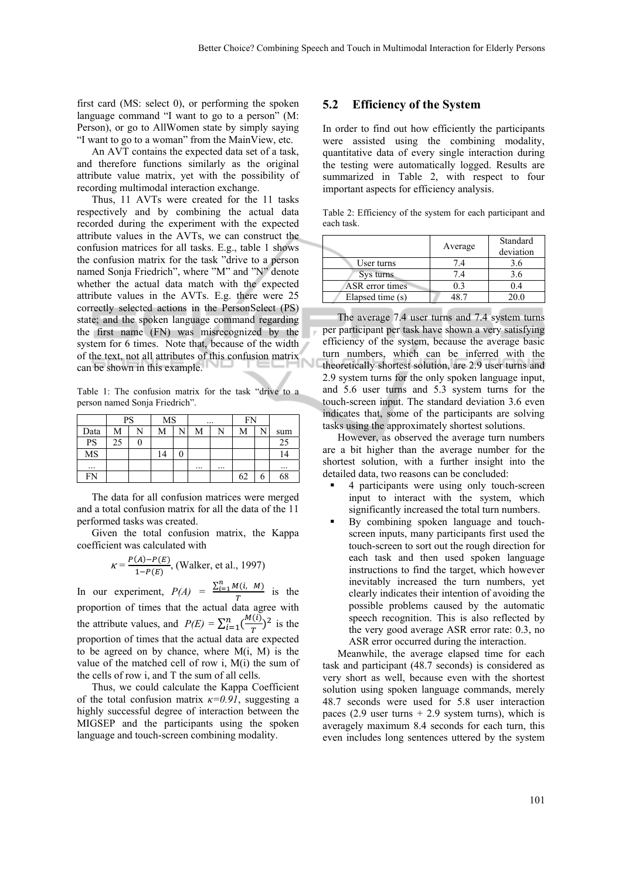first card (MS: select 0), or performing the spoken language command "I want to go to a person" (M: Person), or go to AllWomen state by simply saying "I want to go to a woman" from the MainView, etc.

An AVT contains the expected data set of a task, and therefore functions similarly as the original attribute value matrix, yet with the possibility of recording multimodal interaction exchange.

Thus, 11 AVTs were created for the 11 tasks respectively and by combining the actual data recorded during the experiment with the expected attribute values in the AVTs, we can construct the confusion matrices for all tasks. E.g., table 1 shows the confusion matrix for the task "drive to a person named Sonja Friedrich", where "M" and "N" denote whether the actual data match with the expected attribute values in the AVTs. E.g. there were 25 correctly selected actions in the PersonSelect (PS) state; and the spoken language command regarding the first name (FN) was misrecognized by the system for 6 times. Note that, because of the width of the text, not all attributes of this confusion matrix can be shown in this example.

Table 1: The confusion matrix for the task "drive to a person named Sonja Friedrich".

| | PS | | MS | | ... | | FN | | |
|---|---|---|---|---|---|---|---|---|---|
| Data | M | N | M | N | M | N | M | N | sum |
| PS | 25 | 0 | | | | | | | 25 |
| MS | | | 14 | 0 | | | | | 14 |
| ... | | | | | ... | ... | | | ... |
| FN | | | | | | | 62 | 6 | 68 |

The data for all confusion matrices were merged and a total confusion matrix for all the data of the 11 performed tasks was created.

Given the total confusion matrix, the Kappa coefficient was calculated with

$$\kappa = \frac{P(A)-P(E)}{1-P(E)}, \text{ (Walker, et al., 1997)}$$

In our experiment, $P(A) = \frac{\sum_{i=1}^{n} M(i,\ M)}{T}$ is the proportion of times that the actual data agree with the attribute values, and $P(E) = \sum_{i=1}^{n}(\frac{M(i)}{T})^2$ is the proportion of times that the actual data are expected to be agreed on by chance, where M(i, M) is the value of the matched cell of row i, M(i) the sum of the cells of row i, and T the sum of all cells.

Thus, we could calculate the Kappa Coefficient of the total confusion matrix $\kappa=0.91$, suggesting a highly successful degree of interaction between the MIGSEP and the participants using the spoken language and touch-screen combining modality.

## 5.2 Efficiency of the System

In order to find out how efficiently the participants were assisted using the combining modality, quantitative data of every single interaction during the testing were automatically logged. Results are summarized in Table 2, with respect to four important aspects for efficiency analysis.

Table 2: Efficiency of the system for each participant and each task.

| | Average | Standard deviation |
|---|---|---|
| User turns | 7.4 | 3.6 |
| Sys turns | 7.4 | 3.6 |
| ASR error times | 0.3 | 0.4 |
| Elapsed time (s) | 48.7 | 20.0 |

The average 7.4 user turns and 7.4 system turns per participant per task have shown a very satisfying efficiency of the system, because the average basic turn numbers, which can be inferred with the theoretically shortest solution, are 2.9 user turns and 2.9 system turns for the only spoken language input, and 5.6 user turns and 5.3 system turns for the touch-screen input. The standard deviation 3.6 even indicates that, some of the participants are solving tasks using the approximately shortest solutions.

However, as observed the average turn numbers are a bit higher than the average number for the shortest solution, with a further insight into the detailed data, two reasons can be concluded:

- 4 participants were using only touch-screen input to interact with the system, which significantly increased the total turn numbers.
- By combining spoken language and touch-screen inputs, many participants first used the touch-screen to sort out the rough direction for each task and then used spoken language instructions to find the target, which however inevitably increased the turn numbers, yet clearly indicates their intention of avoiding the possible problems caused by the automatic speech recognition. This is also reflected by the very good average ASR error rate: 0.3, no ASR error occurred during the interaction.

Meanwhile, the average elapsed time for each task and participant (48.7 seconds) is considered as very short as well, because even with the shortest solution using spoken language commands, merely 48.7 seconds were used for 5.8 user interaction paces (2.9 user turns + 2.9 system turns), which is averagely maximum 8.4 seconds for each turn, this even includes long sentences uttered by the system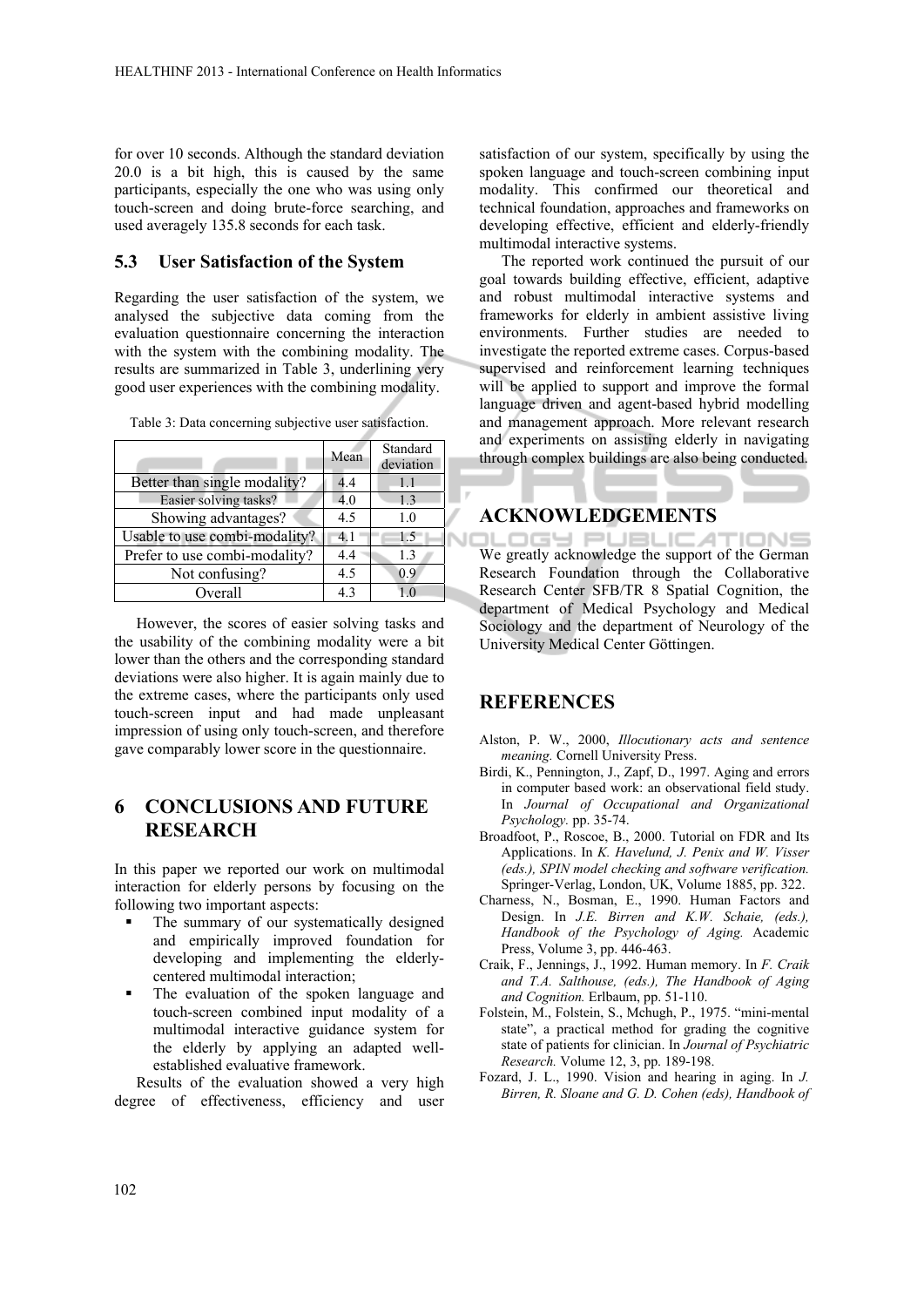for over 10 seconds. Although the standard deviation 20.0 is a bit high, this is caused by the same participants, especially the one who was using only touch-screen and doing brute-force searching, and used averagely 135.8 seconds for each task.

### 5.3 User Satisfaction of the System

Regarding the user satisfaction of the system, we analysed the subjective data coming from the evaluation questionnaire concerning the interaction with the system with the combining modality. The results are summarized in Table 3, underlining very good user experiences with the combining modality.

Table 3: Data concerning subjective user satisfaction.

| | Mean | Standard deviation |
|---|---|---|
| Better than single modality? | 4.4 | 1.1 |
| Easier solving tasks? | 4.0 | 1.3 |
| Showing advantages? | 4.5 | 1.0 |
| Usable to use combi-modality? | 4.1 | 1.5 |
| Prefer to use combi-modality? | 4.4 | 1.3 |
| Not confusing? | 4.5 | 0.9 |
| Overall | 4.3 | 1.0 |

However, the scores of easier solving tasks and the usability of the combining modality were a bit lower than the others and the corresponding standard deviations were also higher. It is again mainly due to the extreme cases, where the participants only used touch-screen input and had made unpleasant impression of using only touch-screen, and therefore gave comparably lower score in the questionnaire.

## 6 CONCLUSIONS AND FUTURE RESEARCH

In this paper we reported our work on multimodal interaction for elderly persons by focusing on the following two important aspects:

- The summary of our systematically designed and empirically improved foundation for developing and implementing the elderly-centered multimodal interaction;
- The evaluation of the spoken language and touch-screen combined input modality of a multimodal interactive guidance system for the elderly by applying an adapted well-established evaluative framework.

Results of the evaluation showed a very high degree of effectiveness, efficiency and user satisfaction of our system, specifically by using the spoken language and touch-screen combining input modality. This confirmed our theoretical and technical foundation, approaches and frameworks on developing effective, efficient and elderly-friendly multimodal interactive systems.

The reported work continued the pursuit of our goal towards building effective, efficient, adaptive and robust multimodal interactive systems and frameworks for elderly in ambient assistive living environments. Further studies are needed to investigate the reported extreme cases. Corpus-based supervised and reinforcement learning techniques will be applied to support and improve the formal language driven and agent-based hybrid modelling and management approach. More relevant research and experiments on assisting elderly in navigating through complex buildings are also being conducted.

## ACKNOWLEDGEMENTS

We greatly acknowledge the support of the German Research Foundation through the Collaborative Research Center SFB/TR 8 Spatial Cognition, the department of Medical Psychology and Medical Sociology and the department of Neurology of the University Medical Center Göttingen.

## REFERENCES

Alston, P. W., 2000, *Illocutionary acts and sentence meaning.* Cornell University Press.

Birdi, K., Pennington, J., Zapf, D., 1997. Aging and errors in computer based work: an observational field study. In *Journal of Occupational and Organizational Psychology.* pp. 35-74.

Broadfoot, P., Roscoe, B., 2000. Tutorial on FDR and Its Applications. In *K. Havelund, J. Penix and W. Visser (eds.), SPIN model checking and software verification.* Springer-Verlag, London, UK, Volume 1885, pp. 322.

Charness, N., Bosman, E., 1990. Human Factors and Design. In *J.E. Birren and K.W. Schaie, (eds.), Handbook of the Psychology of Aging.* Academic Press, Volume 3, pp. 446-463.

Craik, F., Jennings, J., 1992. Human memory. In *F. Craik and T.A. Salthouse, (eds.), The Handbook of Aging and Cognition.* Erlbaum, pp. 51-110.

Folstein, M., Folstein, S., Mchugh, P., 1975. "mini-mental state", a practical method for grading the cognitive state of patients for clinician. In *Journal of Psychiatric Research.* Volume 12, 3, pp. 189-198.

Fozard, J. L., 1990. Vision and hearing in aging. In *J. Birren, R. Sloane and G. D. Cohen (eds), Handbook of*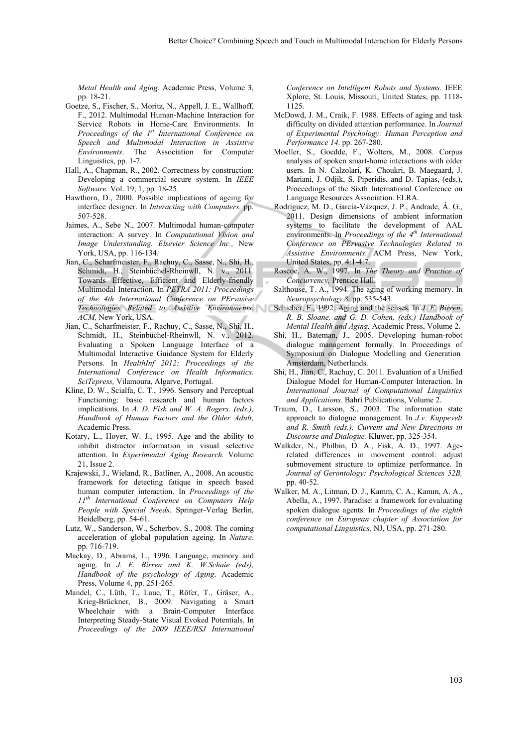*Metal Health and Aging.* Academic Press, Volume 3, pp. 18-21.

Goetze, S., Fischer, S., Moritz, N., Appell, J. E., Wallhoff, F., 2012. Multimodal Human-Machine Interaction for Service Robots in Home-Care Environments. In *Proceedings of the 1st International Conference on Speech and Multimodal Interaction in Assistive Environments*. The Association for Computer Linguistics, pp. 1-7.

Hall, A., Chapman, R., 2002. Correctness by construction: Developing a commercial secure system. In *IEEE Software.* Vol. 19, 1, pp. 18-25.

Hawthorn, D., 2000. Possible implications of ageing for interface designer. In *Interacting with Computers.* pp. 507-528.

Jaimes, A., Sebe N., 2007. Multimodal human-computer interaction: A survey. In *Computational Vision and Image Understanding. Elsevier Science Inc.,* New York, USA, pp. 116-134.

Jian, C., Scharfmeister, F., Rachuy, C., Sasse, N., Shi, H., Schmidt, H., Steinbüchel-Rheinwll, N. v., 2011. Towards Effective, Efficient and Elderly-friendly Multimodal Interaction. In *PETRA 2011: Proceedings of the 4th International Conference on PErvasive Technologies Related to Assistive Environments. ACM,* New York, USA.

Jian, C., Scharfmeister, F., Rachuy, C., Sasse, N., Shi, H., Schmidt, H., Steinbüchel-Rheinwll, N. v., 2012. Evaluating a Spoken Language Interface of a Multimodal Interactive Guidance System for Elderly Persons. In *HealthInf 2012: Proceedings of the International Conference on Health Informatics. SciTepress,* Vilamoura, Algarve, Portugal.

Kline, D. W., Scialfa, C. T., 1996. Sensory and Perceptual Functioning: basic research and human factors implications. In *A. D. Fisk and W. A. Rogers. (eds.), Handbook of Human Factors and the Older Adult,* Academic Press.

Kotary, L., Hoyer, W. J., 1995. Age and the ability to inhibit distractor information in visual selective attention. In *Experimental Aging Research.* Volume 21, Issue 2.

Krajewski, J., Wieland, R., Batliner, A., 2008. An acoustic framework for detecting fatique in speech based human computer interaction. In *Proceedings of the 11th International Conference on Computers Help People with Special Needs*. Springer-Verlag Berlin, Heidelberg, pp. 54-61.

Lutz, W., Sanderson, W., Scherbov, S., 2008. The coming acceleration of global population ageing. In *Nature*. pp. 716-719.

Mackay, D., Abrams, L., 1996. Language, memory and aging. In *J. E. Birren and K. W.Schaie (eds), Handbook of the psychology of Aging*. Academic Press, Volume 4, pp. 251-265.

Mandel, C., Lüth, T., Laue, T., Röfer, T., Gräser, A., Krieg-Brückner, B., 2009. Navigating a Smart Wheelchair with a Brain-Computer Interface Interpreting Steady-State Visual Evoked Potentials. In *Proceedings of the 2009 IEEE/RSJ International Conference on Intelligent Robots and Systems*. IEEE Xplore, St. Louis, Missouri, United States, pp. 1118-1125.

McDowd, J. M., Craik, F. 1988. Effects of aging and task difficulty on divided attention performance. In *Journal of Experimental Psychology: Human Perception and Performance 14*. pp. 267-280.

Moeller, S., Goedde, F., Wolters, M., 2008. Corpus analysis of spoken smart-home interactions with older users. In N. Calzolari, K. Choukri, B. Maegaard, J. Mariani, J. Odjik, S. Piperidis, and D. Tapias, (eds.), Proceedings of the Sixth International Conference on Language Resources Association. ELRA.

Rodríguez, M. D., García-Vázquez, J. P., Andrade, Á. G., 2011. Design dimensions of ambient information systems to facilitate the development of AAL environments. In *Proceedings of the 4th International Conference on PErvasive Technologies Related to Assistive Environments*. ACM Press, New York, United States, pp. 4:1-4:7.

Roscoe, A. W., 1997. In *The Theory and Practice of Concurrency,* Prentice Hall.

Salthouse, T. A., 1994. The aging of working memory. In *Neuropsychology 8,* pp. 535-543.

Schieber, F., 1992. Aging and the senses. In *J. E. Birren, R. B. Sloane, and G. D. Cohen, (eds.) Handbook of Mental Health and Aging,* Academic Press, Volume 2.

Shi, H., Bateman, J., 2005. Developing human-robot dialogue management formally. In Proceedings of Symposium on Dialogue Modelling and Generation*.* Amsterdam, Netherlands.

Shi, H., Jian, C., Rachuy, C. 2011. Evaluation of a Unified Dialogue Model for Human-Computer Interaction. In *International Journal of Computational Linguistics and Applications*. Bahri Publications, Volume 2.

Traum, D., Larsson, S., 2003. The information state approach to dialogue management. In *J.v. Kuppevelt and R. Smith (eds.), Current and New Directions in Discourse and Dialogue.* Kluwer, pp. 325-354.

Walkder, N., Philbin, D. A., Fisk, A. D., 1997. Age-related differences in movement control: adjust submovement structure to optimize performance. In *Journal of Gerontology: Psychological Sciences 52B,* pp. 40-52.

Walker, M. A., Litman, D. J., Kamm, C. A., Kamm, A. A., Abella, A., 1997. Paradise: a framework for evaluating spoken dialogue agents. In *Proceedings of the eighth conference on European chapter of Association for computational Linguistics,* NJ, USA, pp. 271-280.